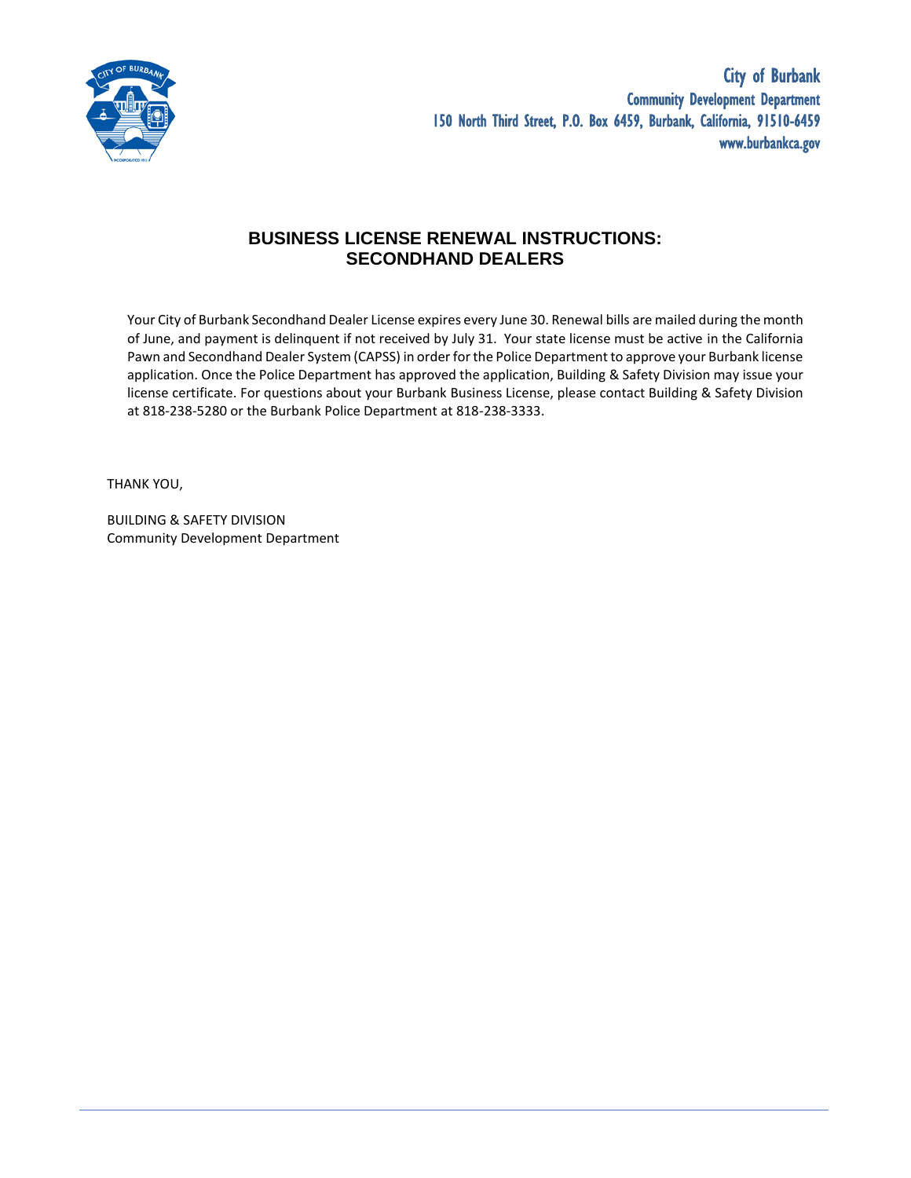City of Burbank
Community Development Department
150 North Third Street, P.O. Box 6459, Burbank, California, 91510-6459
www.burbankca.gov

# BUSINESS LICENSE RENEWAL INSTRUCTIONS: SECONDHAND DEALERS

Your City of Burbank Secondhand Dealer License expires every June 30. Renewal bills are mailed during the month of June, and payment is delinquent if not received by July 31. Your state license must be active in the California Pawn and Secondhand Dealer System (CAPSS) in order for the Police Department to approve your Burbank license application. Once the Police Department has approved the application, Building & Safety Division may issue your license certificate. For questions about your Burbank Business License, please contact Building & Safety Division at 818-238-5280 or the Burbank Police Department at 818-238-3333.

THANK YOU,

BUILDING & SAFETY DIVISION
Community Development Department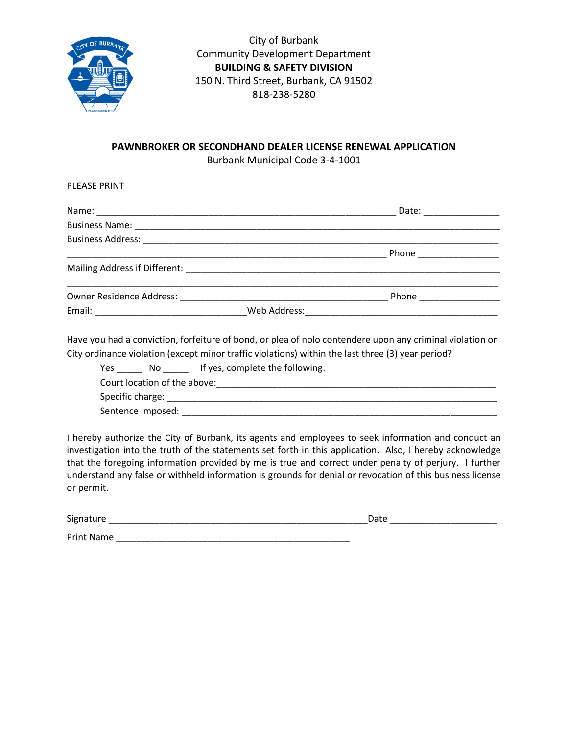City of Burbank
Community Development Department
**BUILDING & SAFETY DIVISION**
150 N. Third Street, Burbank, CA 91502
818-238-5280

## PAWNBROKER OR SECONDHAND DEALER LICENSE RENEWAL APPLICATION

Burbank Municipal Code 3-4-1001

PLEASE PRINT

Name: ____________________________________________________________ Date: _______________

Business Name: ___________________________________________________________________________

Business Address: _________________________________________________________________________

________________________________________________________________ Phone ________________

Mailing Address if Different: ______________________________________________________________

_______________________________________________________________________________________

Owner Residence Address: __________________________________________ Phone ________________

Email: ______________________________Web Address:______________________________________

Have you had a conviction, forfeiture of bond, or plea of nolo contendere upon any criminal violation or City ordinance violation (except minor traffic violations) within the last three (3) year period?

Yes _____ No _____ If yes, complete the following:

Court location of the above:_________________________________________________________

Specific charge: _________________________________________________________________

Sentence imposed: _______________________________________________________________

I hereby authorize the City of Burbank, its agents and employees to seek information and conduct an investigation into the truth of the statements set forth in this application. Also, I hereby acknowledge that the foregoing information provided by me is true and correct under penalty of perjury. I further understand any false or withheld information is grounds for denial or revocation of this business license or permit.

Signature _____________________________________________________Date _____________________

Print Name _______________________________________________